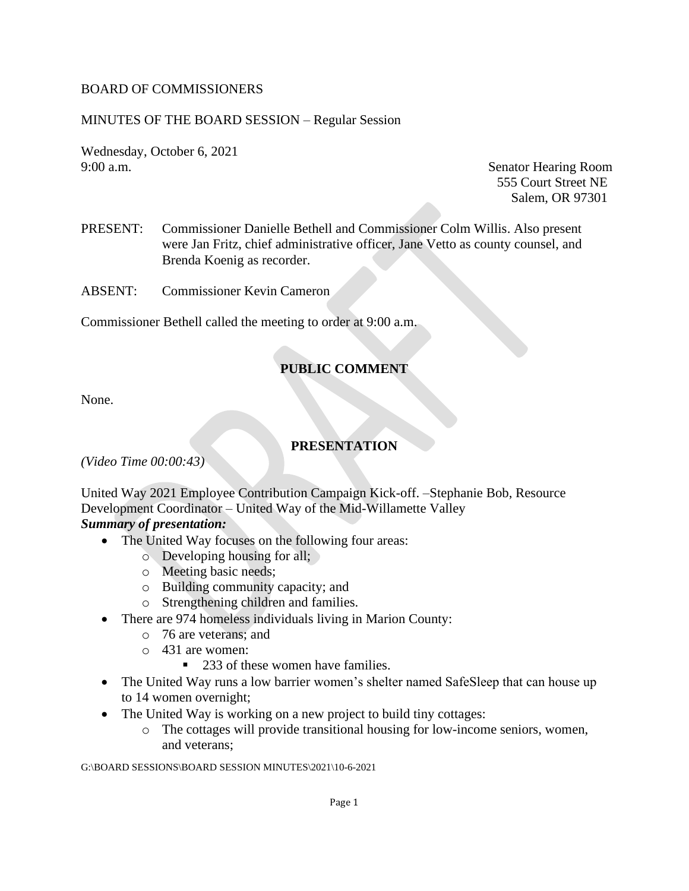BOARD OF COMMISSIONERS

MINUTES OF THE BOARD SESSION – Regular Session

Wednesday, October 6, 2021
9:00 a.m.

Senator Hearing Room
555 Court Street NE
Salem, OR 97301

PRESENT: Commissioner Danielle Bethell and Commissioner Colm Willis. Also present were Jan Fritz, chief administrative officer, Jane Vetto as county counsel, and Brenda Koenig as recorder.

ABSENT: Commissioner Kevin Cameron

Commissioner Bethell called the meeting to order at 9:00 a.m.

## PUBLIC COMMENT

None.

## PRESENTATION

*(Video Time 00:00:43)*

United Way 2021 Employee Contribution Campaign Kick-off. –Stephanie Bob, Resource Development Coordinator – United Way of the Mid-Willamette Valley

***Summary of presentation:***

- The United Way focuses on the following four areas:
  - Developing housing for all;
  - Meeting basic needs;
  - Building community capacity; and
  - Strengthening children and families.
- There are 974 homeless individuals living in Marion County:
  - 76 are veterans; and
  - 431 are women:
    - 233 of these women have families.
- The United Way runs a low barrier women's shelter named SafeSleep that can house up to 14 women overnight;
- The United Way is working on a new project to build tiny cottages:
  - The cottages will provide transitional housing for low-income seniors, women, and veterans;

G:\BOARD SESSIONS\BOARD SESSION MINUTES\2021\10-6-2021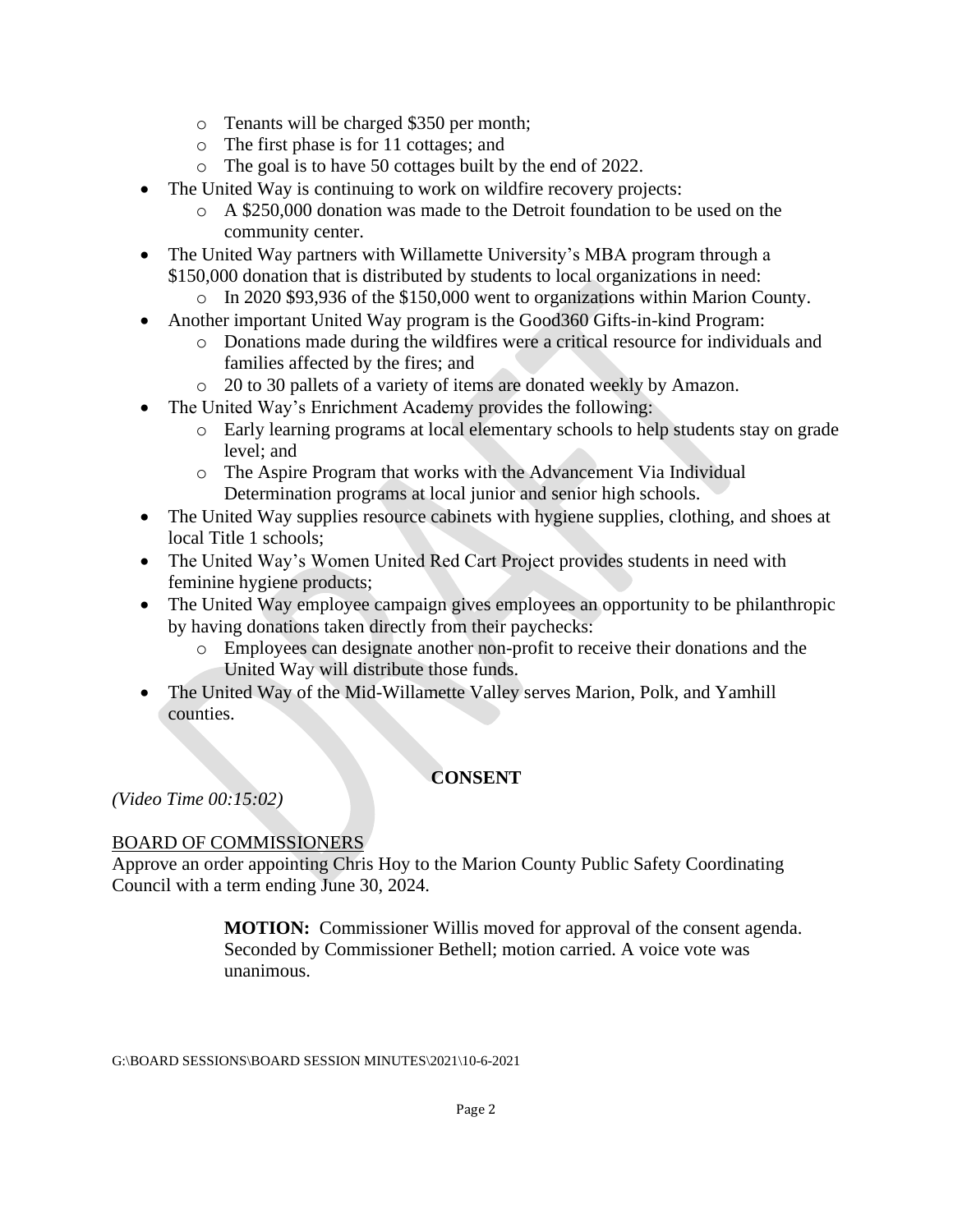- Tenants will be charged $350 per month;
    - The first phase is for 11 cottages; and
    - The goal is to have 50 cottages built by the end of 2022.
- The United Way is continuing to work on wildfire recovery projects:
    - A $250,000 donation was made to the Detroit foundation to be used on the community center.
- The United Way partners with Willamette University's MBA program through a $150,000 donation that is distributed by students to local organizations in need:
    - In 2020 $93,936 of the $150,000 went to organizations within Marion County.
- Another important United Way program is the Good360 Gifts-in-kind Program:
    - Donations made during the wildfires were a critical resource for individuals and families affected by the fires; and
    - 20 to 30 pallets of a variety of items are donated weekly by Amazon.
- The United Way's Enrichment Academy provides the following:
    - Early learning programs at local elementary schools to help students stay on grade level; and
    - The Aspire Program that works with the Advancement Via Individual Determination programs at local junior and senior high schools.
- The United Way supplies resource cabinets with hygiene supplies, clothing, and shoes at local Title 1 schools;
- The United Way's Women United Red Cart Project provides students in need with feminine hygiene products;
- The United Way employee campaign gives employees an opportunity to be philanthropic by having donations taken directly from their paychecks:
    - Employees can designate another non-profit to receive their donations and the United Way will distribute those funds.
- The United Way of the Mid-Willamette Valley serves Marion, Polk, and Yamhill counties.

## CONSENT

*(Video Time 00:15:02)*

BOARD OF COMMISSIONERS

Approve an order appointing Chris Hoy to the Marion County Public Safety Coordinating Council with a term ending June 30, 2024.

> **MOTION:** Commissioner Willis moved for approval of the consent agenda. Seconded by Commissioner Bethell; motion carried. A voice vote was unanimous.

G:\BOARD SESSIONS\BOARD SESSION MINUTES\2021\10-6-2021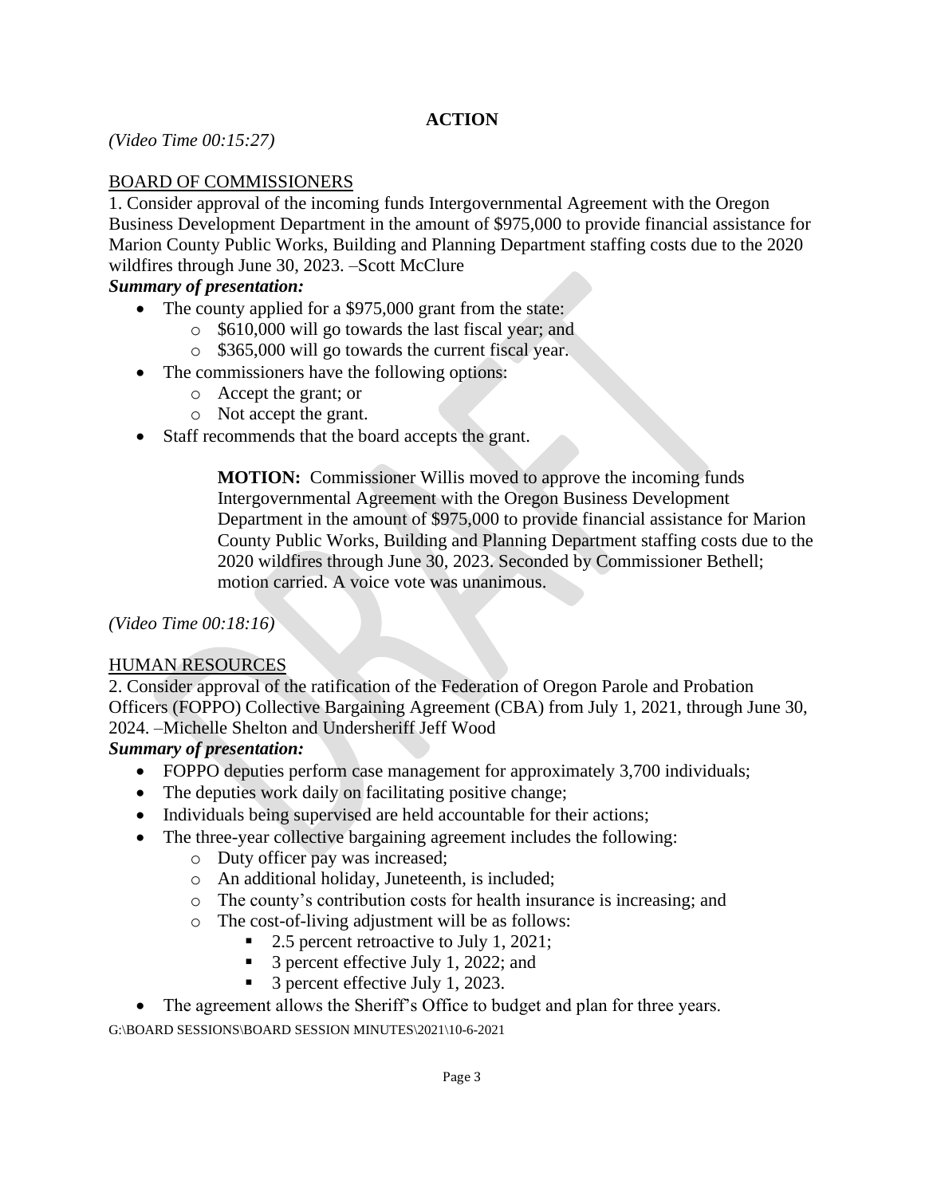## ACTION

*(Video Time 00:15:27)*

BOARD OF COMMISSIONERS

1. Consider approval of the incoming funds Intergovernmental Agreement with the Oregon Business Development Department in the amount of $975,000 to provide financial assistance for Marion County Public Works, Building and Planning Department staffing costs due to the 2020 wildfires through June 30, 2023. –Scott McClure

***Summary of presentation:***

- The county applied for a $975,000 grant from the state:
  - $610,000 will go towards the last fiscal year; and
  - $365,000 will go towards the current fiscal year.
- The commissioners have the following options:
  - Accept the grant; or
  - Not accept the grant.
- Staff recommends that the board accepts the grant.

> **MOTION:** Commissioner Willis moved to approve the incoming funds Intergovernmental Agreement with the Oregon Business Development Department in the amount of $975,000 to provide financial assistance for Marion County Public Works, Building and Planning Department staffing costs due to the 2020 wildfires through June 30, 2023. Seconded by Commissioner Bethell; motion carried. A voice vote was unanimous.

*(Video Time 00:18:16)*

HUMAN RESOURCES

2. Consider approval of the ratification of the Federation of Oregon Parole and Probation Officers (FOPPO) Collective Bargaining Agreement (CBA) from July 1, 2021, through June 30, 2024. –Michelle Shelton and Undersheriff Jeff Wood

***Summary of presentation:***

- FOPPO deputies perform case management for approximately 3,700 individuals;
- The deputies work daily on facilitating positive change;
- Individuals being supervised are held accountable for their actions;
- The three-year collective bargaining agreement includes the following:
  - Duty officer pay was increased;
  - An additional holiday, Juneteenth, is included;
  - The county's contribution costs for health insurance is increasing; and
  - The cost-of-living adjustment will be as follows:
    - 2.5 percent retroactive to July 1, 2021;
    - 3 percent effective July 1, 2022; and
    - 3 percent effective July 1, 2023.
- The agreement allows the Sheriff's Office to budget and plan for three years.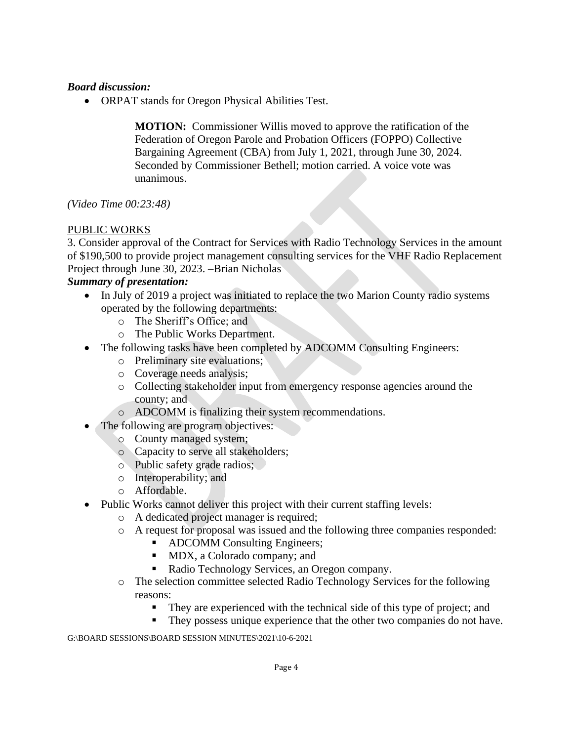***Board discussion:***

- ORPAT stands for Oregon Physical Abilities Test.

> **MOTION:** Commissioner Willis moved to approve the ratification of the Federation of Oregon Parole and Probation Officers (FOPPO) Collective Bargaining Agreement (CBA) from July 1, 2021, through June 30, 2024. Seconded by Commissioner Bethell; motion carried. A voice vote was unanimous.

*(Video Time 00:23:48)*

<u>PUBLIC WORKS</u>

3. Consider approval of the Contract for Services with Radio Technology Services in the amount of $190,500 to provide project management consulting services for the VHF Radio Replacement Project through June 30, 2023. –Brian Nicholas

***Summary of presentation:***

- In July of 2019 a project was initiated to replace the two Marion County radio systems operated by the following departments:
  - The Sheriff's Office; and
  - The Public Works Department.
- The following tasks have been completed by ADCOMM Consulting Engineers:
  - Preliminary site evaluations;
  - Coverage needs analysis;
  - Collecting stakeholder input from emergency response agencies around the county; and
  - ADCOMM is finalizing their system recommendations.
- The following are program objectives:
  - County managed system;
  - Capacity to serve all stakeholders;
  - Public safety grade radios;
  - Interoperability; and
  - Affordable.
- Public Works cannot deliver this project with their current staffing levels:
  - A dedicated project manager is required;
  - A request for proposal was issued and the following three companies responded:
    - ADCOMM Consulting Engineers;
    - MDX, a Colorado company; and
    - Radio Technology Services, an Oregon company.
  - The selection committee selected Radio Technology Services for the following reasons:
    - They are experienced with the technical side of this type of project; and
    - They possess unique experience that the other two companies do not have.

G:\BOARD SESSIONS\BOARD SESSION MINUTES\2021\10-6-2021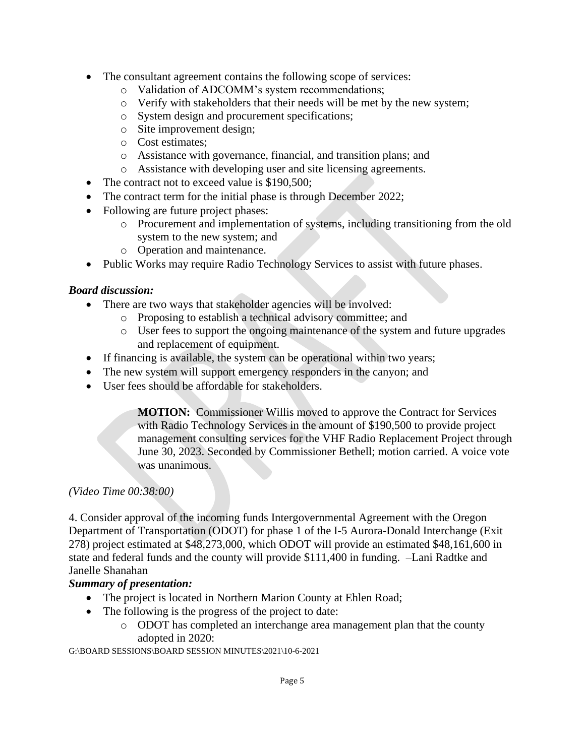- The consultant agreement contains the following scope of services:
    - Validation of ADCOMM's system recommendations;
    - Verify with stakeholders that their needs will be met by the new system;
    - System design and procurement specifications;
    - Site improvement design;
    - Cost estimates;
    - Assistance with governance, financial, and transition plans; and
    - Assistance with developing user and site licensing agreements.
- The contract not to exceed value is $190,500;
- The contract term for the initial phase is through December 2022;
- Following are future project phases:
    - Procurement and implementation of systems, including transitioning from the old system to the new system; and
    - Operation and maintenance.
- Public Works may require Radio Technology Services to assist with future phases.

***Board discussion:***

- There are two ways that stakeholder agencies will be involved:
    - Proposing to establish a technical advisory committee; and
    - User fees to support the ongoing maintenance of the system and future upgrades and replacement of equipment.
- If financing is available, the system can be operational within two years;
- The new system will support emergency responders in the canyon; and
- User fees should be affordable for stakeholders.

> **MOTION:** Commissioner Willis moved to approve the Contract for Services with Radio Technology Services in the amount of $190,500 to provide project management consulting services for the VHF Radio Replacement Project through June 30, 2023. Seconded by Commissioner Bethell; motion carried. A voice vote was unanimous.

*(Video Time 00:38:00)*

4. Consider approval of the incoming funds Intergovernmental Agreement with the Oregon Department of Transportation (ODOT) for phase 1 of the I-5 Aurora-Donald Interchange (Exit 278) project estimated at $48,273,000, which ODOT will provide an estimated $48,161,600 in state and federal funds and the county will provide $111,400 in funding. –Lani Radtke and Janelle Shanahan

***Summary of presentation:***

- The project is located in Northern Marion County at Ehlen Road;
- The following is the progress of the project to date:
    - ODOT has completed an interchange area management plan that the county adopted in 2020:

G:\BOARD SESSIONS\BOARD SESSION MINUTES\2021\10-6-2021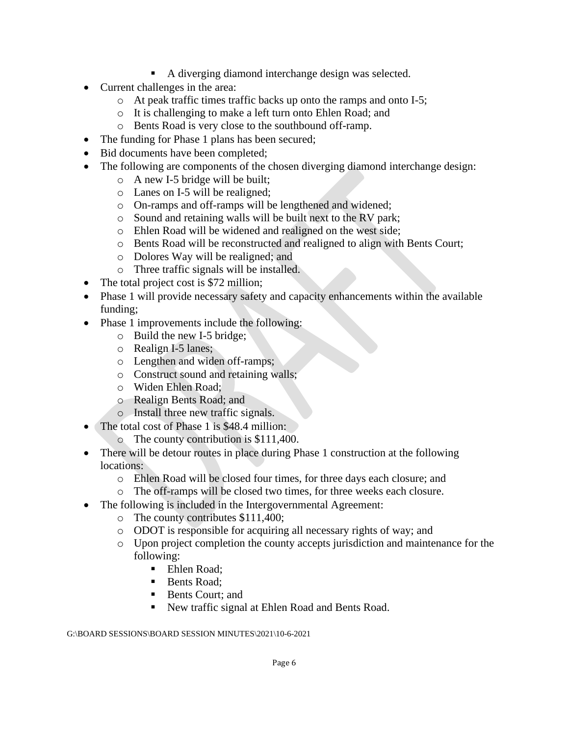- A diverging diamond interchange design was selected.
- Current challenges in the area:
    - At peak traffic times traffic backs up onto the ramps and onto I-5;
    - It is challenging to make a left turn onto Ehlen Road; and
    - Bents Road is very close to the southbound off-ramp.
- The funding for Phase 1 plans has been secured;
- Bid documents have been completed;
- The following are components of the chosen diverging diamond interchange design:
    - A new I-5 bridge will be built;
    - Lanes on I-5 will be realigned;
    - On-ramps and off-ramps will be lengthened and widened;
    - Sound and retaining walls will be built next to the RV park;
    - Ehlen Road will be widened and realigned on the west side;
    - Bents Road will be reconstructed and realigned to align with Bents Court;
    - Dolores Way will be realigned; and
    - Three traffic signals will be installed.
- The total project cost is $72 million;
- Phase 1 will provide necessary safety and capacity enhancements within the available funding;
- Phase 1 improvements include the following:
    - Build the new I-5 bridge;
    - Realign I-5 lanes;
    - Lengthen and widen off-ramps;
    - Construct sound and retaining walls;
    - Widen Ehlen Road;
    - Realign Bents Road; and
    - Install three new traffic signals.
- The total cost of Phase 1 is $48.4 million:
    - The county contribution is $111,400.
- There will be detour routes in place during Phase 1 construction at the following locations:
    - Ehlen Road will be closed four times, for three days each closure; and
    - The off-ramps will be closed two times, for three weeks each closure.
- The following is included in the Intergovernmental Agreement:
    - The county contributes $111,400;
    - ODOT is responsible for acquiring all necessary rights of way; and
    - Upon project completion the county accepts jurisdiction and maintenance for the following:
        - Ehlen Road;
        - Bents Road;
        - Bents Court; and
        - New traffic signal at Ehlen Road and Bents Road.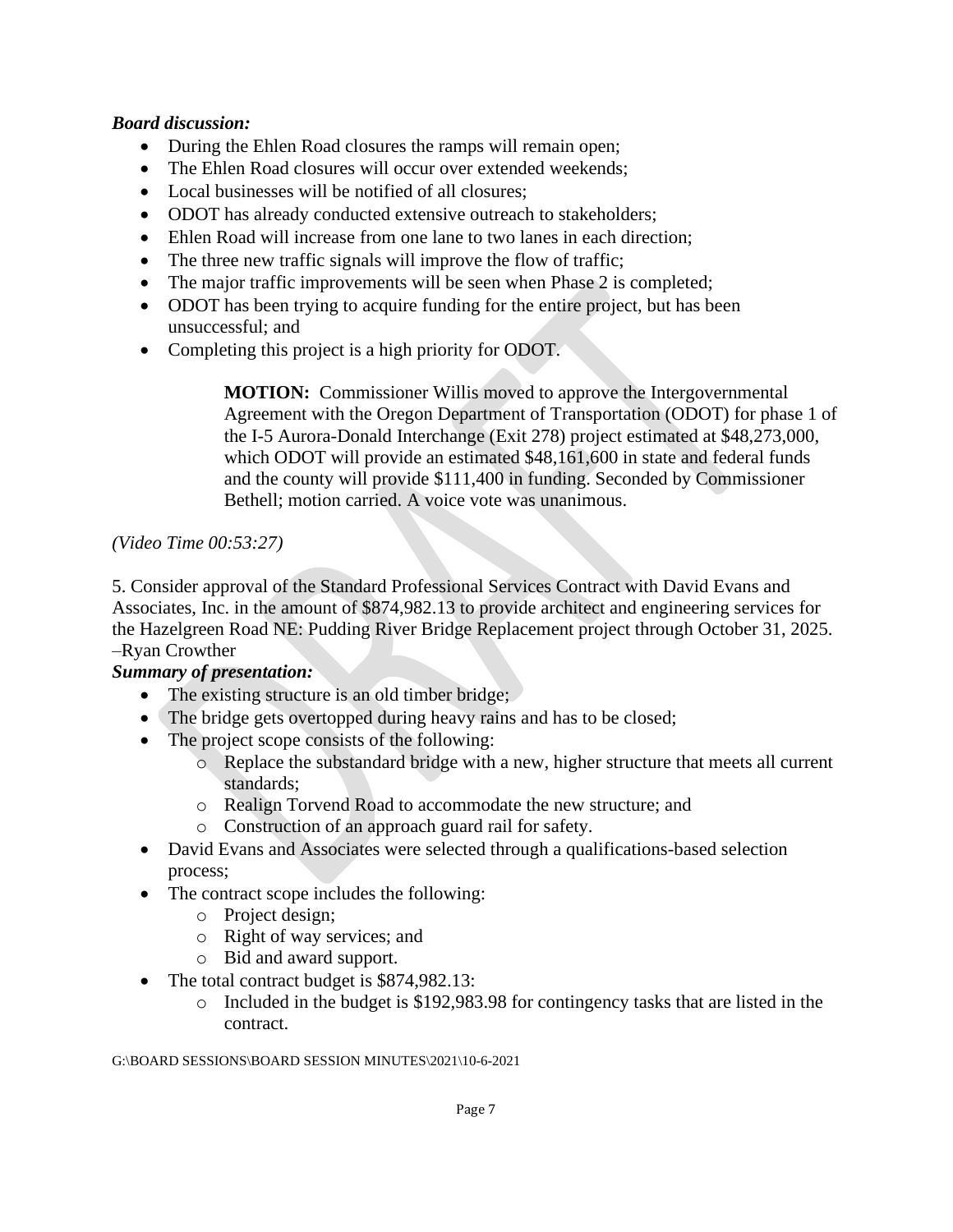***Board discussion:***

- During the Ehlen Road closures the ramps will remain open;
- The Ehlen Road closures will occur over extended weekends;
- Local businesses will be notified of all closures;
- ODOT has already conducted extensive outreach to stakeholders;
- Ehlen Road will increase from one lane to two lanes in each direction;
- The three new traffic signals will improve the flow of traffic;
- The major traffic improvements will be seen when Phase 2 is completed;
- ODOT has been trying to acquire funding for the entire project, but has been unsuccessful; and
- Completing this project is a high priority for ODOT.

> **MOTION:** Commissioner Willis moved to approve the Intergovernmental Agreement with the Oregon Department of Transportation (ODOT) for phase 1 of the I-5 Aurora-Donald Interchange (Exit 278) project estimated at $48,273,000, which ODOT will provide an estimated $48,161,600 in state and federal funds and the county will provide $111,400 in funding. Seconded by Commissioner Bethell; motion carried. A voice vote was unanimous.

*(Video Time 00:53:27)*

5. Consider approval of the Standard Professional Services Contract with David Evans and Associates, Inc. in the amount of $874,982.13 to provide architect and engineering services for the Hazelgreen Road NE: Pudding River Bridge Replacement project through October 31, 2025. –Ryan Crowther

***Summary of presentation:***

- The existing structure is an old timber bridge;
- The bridge gets overtopped during heavy rains and has to be closed;
- The project scope consists of the following:
  - Replace the substandard bridge with a new, higher structure that meets all current standards;
  - Realign Torvend Road to accommodate the new structure; and
  - Construction of an approach guard rail for safety.
- David Evans and Associates were selected through a qualifications-based selection process;
- The contract scope includes the following:
  - Project design;
  - Right of way services; and
  - Bid and award support.
- The total contract budget is $874,982.13:
  - Included in the budget is $192,983.98 for contingency tasks that are listed in the contract.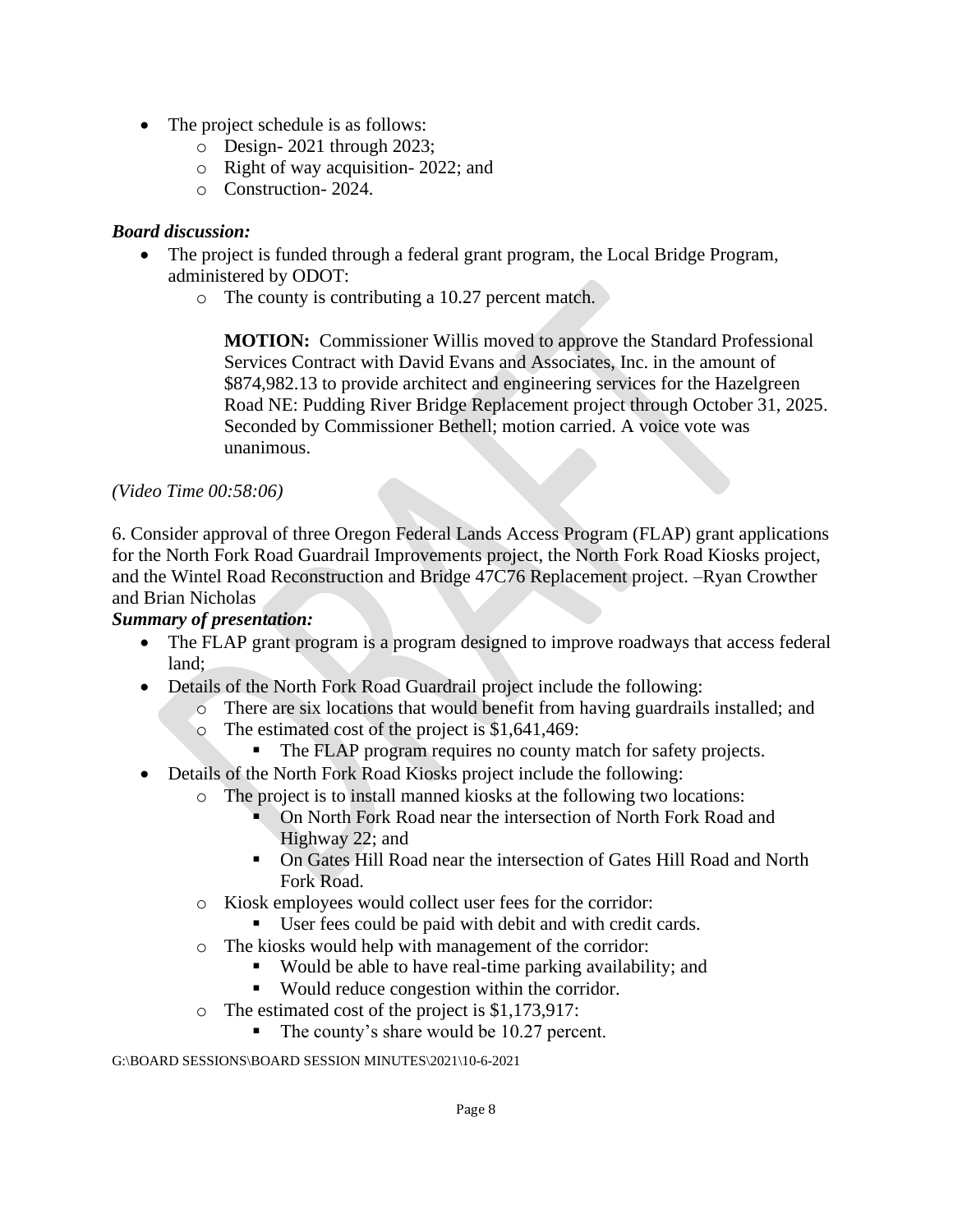- The project schedule is as follows:
  - Design- 2021 through 2023;
  - Right of way acquisition- 2022; and
  - Construction- 2024.

***Board discussion:***

- The project is funded through a federal grant program, the Local Bridge Program, administered by ODOT:
  - The county is contributing a 10.27 percent match.

    **MOTION:** Commissioner Willis moved to approve the Standard Professional Services Contract with David Evans and Associates, Inc. in the amount of $874,982.13 to provide architect and engineering services for the Hazelgreen Road NE: Pudding River Bridge Replacement project through October 31, 2025. Seconded by Commissioner Bethell; motion carried. A voice vote was unanimous.

*(Video Time 00:58:06)*

6. Consider approval of three Oregon Federal Lands Access Program (FLAP) grant applications for the North Fork Road Guardrail Improvements project, the North Fork Road Kiosks project, and the Wintel Road Reconstruction and Bridge 47C76 Replacement project. –Ryan Crowther and Brian Nicholas

***Summary of presentation:***

- The FLAP grant program is a program designed to improve roadways that access federal land;
- Details of the North Fork Road Guardrail project include the following:
  - There are six locations that would benefit from having guardrails installed; and
  - The estimated cost of the project is $1,641,469:
    - The FLAP program requires no county match for safety projects.
- Details of the North Fork Road Kiosks project include the following:
  - The project is to install manned kiosks at the following two locations:
    - On North Fork Road near the intersection of North Fork Road and Highway 22; and
    - On Gates Hill Road near the intersection of Gates Hill Road and North Fork Road.
  - Kiosk employees would collect user fees for the corridor:
    - User fees could be paid with debit and with credit cards.
  - The kiosks would help with management of the corridor:
    - Would be able to have real-time parking availability; and
    - Would reduce congestion within the corridor.
  - The estimated cost of the project is $1,173,917:
    - The county's share would be 10.27 percent.

G:\BOARD SESSIONS\BOARD SESSION MINUTES\2021\10-6-2021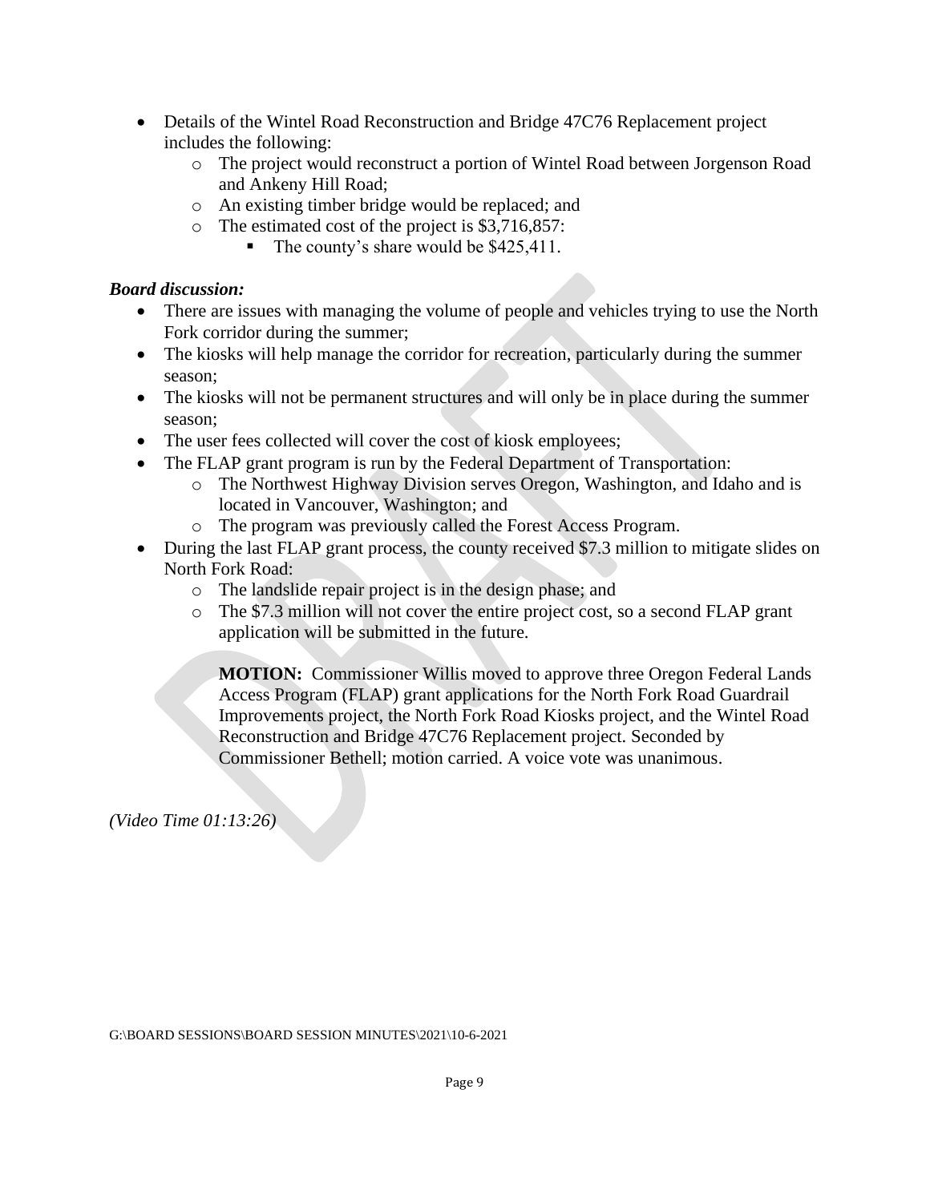- Details of the Wintel Road Reconstruction and Bridge 47C76 Replacement project includes the following:
  - The project would reconstruct a portion of Wintel Road between Jorgenson Road and Ankeny Hill Road;
  - An existing timber bridge would be replaced; and
  - The estimated cost of the project is $3,716,857:
    - The county's share would be $425,411.

***Board discussion:***

- There are issues with managing the volume of people and vehicles trying to use the North Fork corridor during the summer;
- The kiosks will help manage the corridor for recreation, particularly during the summer season;
- The kiosks will not be permanent structures and will only be in place during the summer season;
- The user fees collected will cover the cost of kiosk employees;
- The FLAP grant program is run by the Federal Department of Transportation:
  - The Northwest Highway Division serves Oregon, Washington, and Idaho and is located in Vancouver, Washington; and
  - The program was previously called the Forest Access Program.
- During the last FLAP grant process, the county received $7.3 million to mitigate slides on North Fork Road:
  - The landslide repair project is in the design phase; and
  - The $7.3 million will not cover the entire project cost, so a second FLAP grant application will be submitted in the future.

  **MOTION:** Commissioner Willis moved to approve three Oregon Federal Lands Access Program (FLAP) grant applications for the North Fork Road Guardrail Improvements project, the North Fork Road Kiosks project, and the Wintel Road Reconstruction and Bridge 47C76 Replacement project. Seconded by Commissioner Bethell; motion carried. A voice vote was unanimous.

*(Video Time 01:13:26)*

G:\BOARD SESSIONS\BOARD SESSION MINUTES\2021\10-6-2021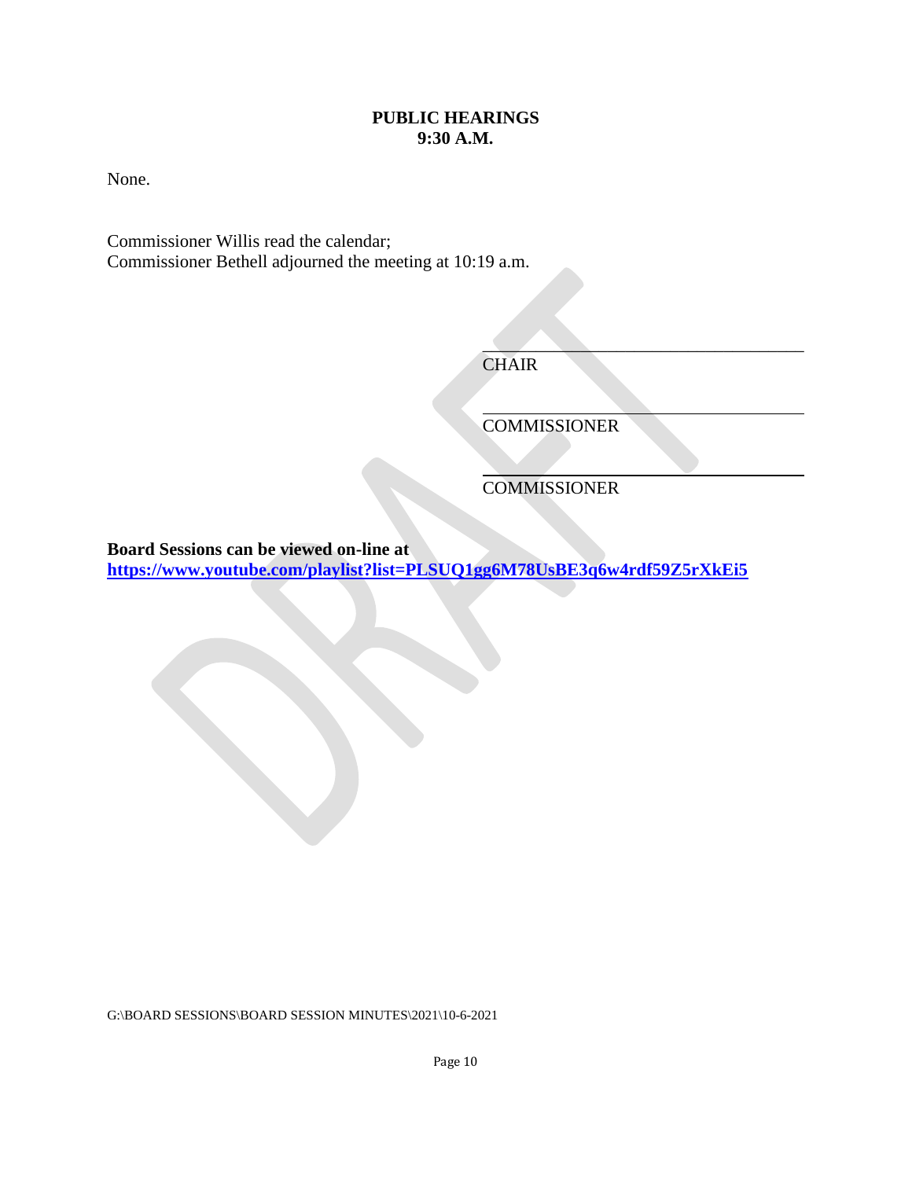## PUBLIC HEARINGS
## 9:30 A.M.

None.

Commissioner Willis read the calendar;
Commissioner Bethell adjourned the meeting at 10:19 a.m.

\_\_\_\_\_\_\_\_\_\_\_\_\_\_\_\_\_\_\_\_\_\_\_\_\_\_\_\_\_\_\_\_\_\_\_\_
CHAIR

\_\_\_\_\_\_\_\_\_\_\_\_\_\_\_\_\_\_\_\_\_\_\_\_\_\_\_\_\_\_\_\_\_\_\_\_
COMMISSIONER

\_\_\_\_\_\_\_\_\_\_\_\_\_\_\_\_\_\_\_\_\_\_\_\_\_\_\_\_\_\_\_\_\_\_\_\_
COMMISSIONER

**Board Sessions can be viewed on-line at**
**https://www.youtube.com/playlist?list=PLSUQ1gg6M78UsBE3q6w4rdf59Z5rXkEi5**

G:\BOARD SESSIONS\BOARD SESSION MINUTES\2021\10-6-2021